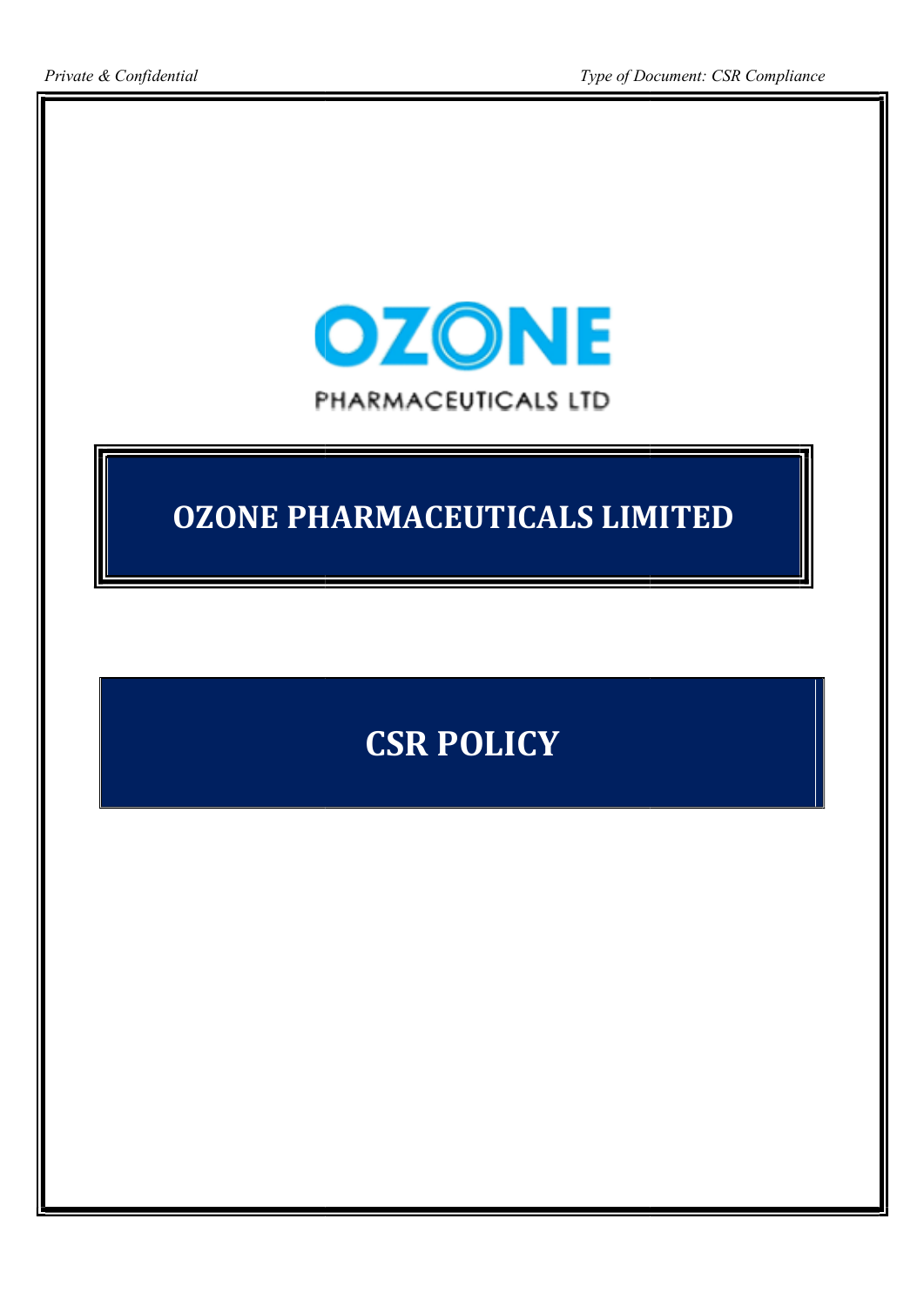*Private & Confidential*

*Type of Document: CSR Compliance*

OZONE

PHARMACEUTICALS LTD

# OZONE PHARMACEUTICALS LIMITED

# CSR POLICY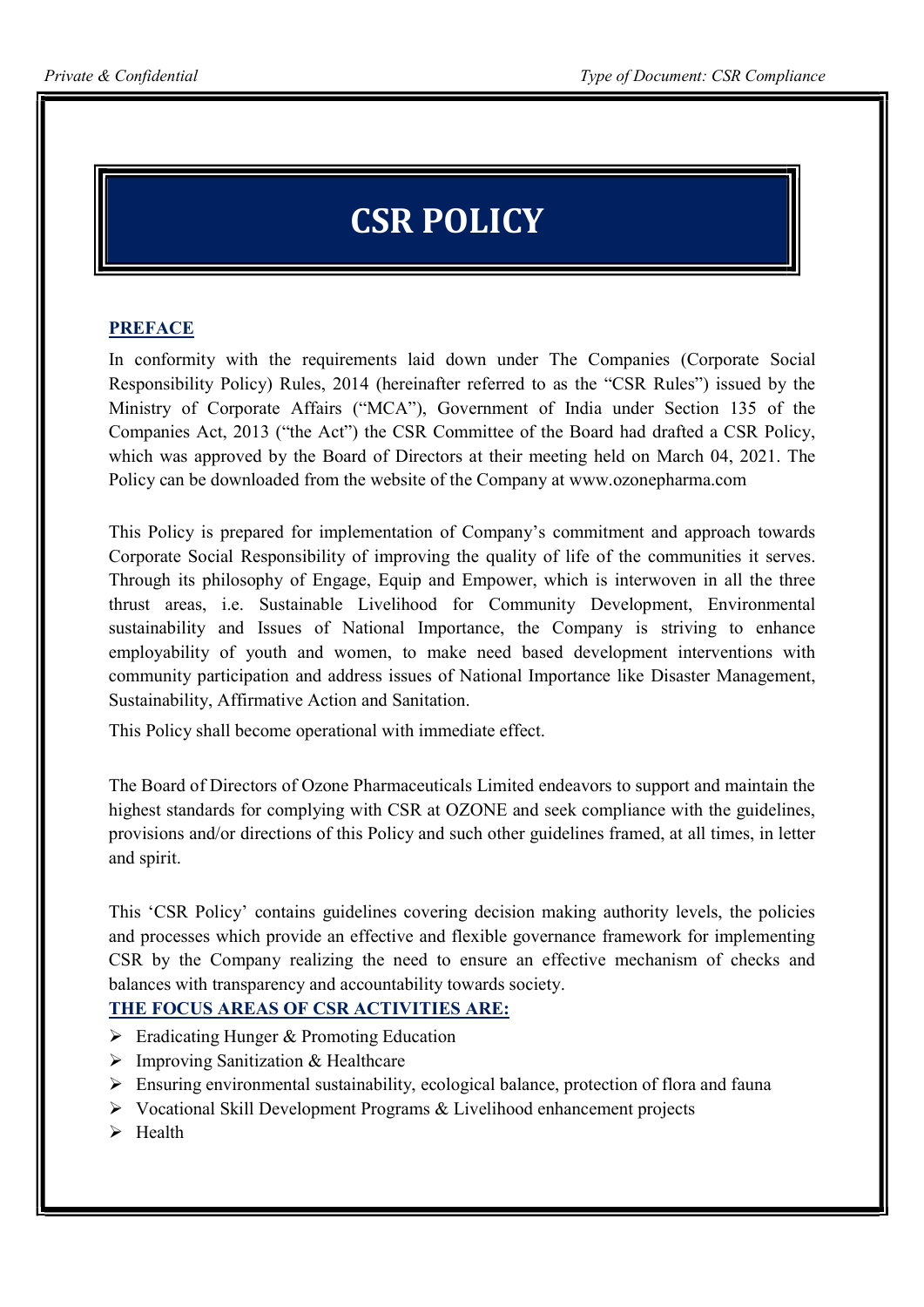# CSR POLICY

## PREFACE

In conformity with the requirements laid down under The Companies (Corporate Social Responsibility Policy) Rules, 2014 (hereinafter referred to as the "CSR Rules") issued by the Ministry of Corporate Affairs ("MCA"), Government of India under Section 135 of the Companies Act, 2013 ("the Act") the CSR Committee of the Board had drafted a CSR Policy, which was approved by the Board of Directors at their meeting held on March 04, 2021. The Policy can be downloaded from the website of the Company at www.ozonepharma.com

This Policy is prepared for implementation of Company's commitment and approach towards Corporate Social Responsibility of improving the quality of life of the communities it serves. Through its philosophy of Engage, Equip and Empower, which is interwoven in all the three thrust areas, i.e. Sustainable Livelihood for Community Development, Environmental sustainability and Issues of National Importance, the Company is striving to enhance employability of youth and women, to make need based development interventions with community participation and address issues of National Importance like Disaster Management, Sustainability, Affirmative Action and Sanitation.

This Policy shall become operational with immediate effect.

The Board of Directors of Ozone Pharmaceuticals Limited endeavors to support and maintain the highest standards for complying with CSR at OZONE and seek compliance with the guidelines, provisions and/or directions of this Policy and such other guidelines framed, at all times, in letter and spirit.

This 'CSR Policy' contains guidelines covering decision making authority levels, the policies and processes which provide an effective and flexible governance framework for implementing CSR by the Company realizing the need to ensure an effective mechanism of checks and balances with transparency and accountability towards society.

## THE FOCUS AREAS OF CSR ACTIVITIES ARE:

- Eradicating Hunger & Promoting Education
- Improving Sanitization & Healthcare
- Ensuring environmental sustainability, ecological balance, protection of flora and fauna
- Vocational Skill Development Programs & Livelihood enhancement projects
- Health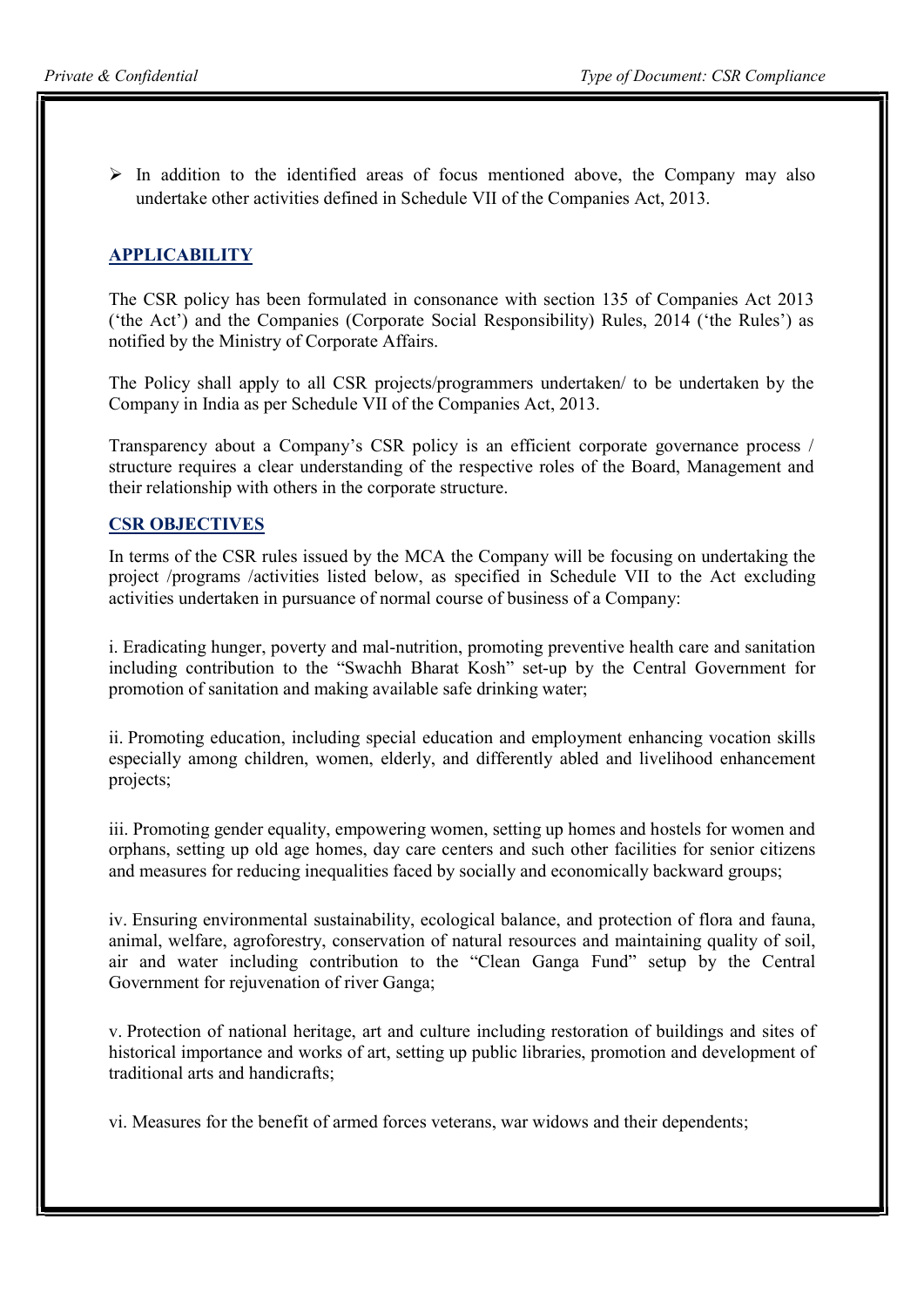- In addition to the identified areas of focus mentioned above, the Company may also undertake other activities defined in Schedule VII of the Companies Act, 2013.

## APPLICABILITY

The CSR policy has been formulated in consonance with section 135 of Companies Act 2013 ('the Act') and the Companies (Corporate Social Responsibility) Rules, 2014 ('the Rules') as notified by the Ministry of Corporate Affairs.

The Policy shall apply to all CSR projects/programmers undertaken/ to be undertaken by the Company in India as per Schedule VII of the Companies Act, 2013.

Transparency about a Company's CSR policy is an efficient corporate governance process / structure requires a clear understanding of the respective roles of the Board, Management and their relationship with others in the corporate structure.

## CSR OBJECTIVES

In terms of the CSR rules issued by the MCA the Company will be focusing on undertaking the project /programs /activities listed below, as specified in Schedule VII to the Act excluding activities undertaken in pursuance of normal course of business of a Company:

i. Eradicating hunger, poverty and mal-nutrition, promoting preventive health care and sanitation including contribution to the "Swachh Bharat Kosh" set-up by the Central Government for promotion of sanitation and making available safe drinking water;

ii. Promoting education, including special education and employment enhancing vocation skills especially among children, women, elderly, and differently abled and livelihood enhancement projects;

iii. Promoting gender equality, empowering women, setting up homes and hostels for women and orphans, setting up old age homes, day care centers and such other facilities for senior citizens and measures for reducing inequalities faced by socially and economically backward groups;

iv. Ensuring environmental sustainability, ecological balance, and protection of flora and fauna, animal, welfare, agroforestry, conservation of natural resources and maintaining quality of soil, air and water including contribution to the "Clean Ganga Fund" setup by the Central Government for rejuvenation of river Ganga;

v. Protection of national heritage, art and culture including restoration of buildings and sites of historical importance and works of art, setting up public libraries, promotion and development of traditional arts and handicrafts;

vi. Measures for the benefit of armed forces veterans, war widows and their dependents;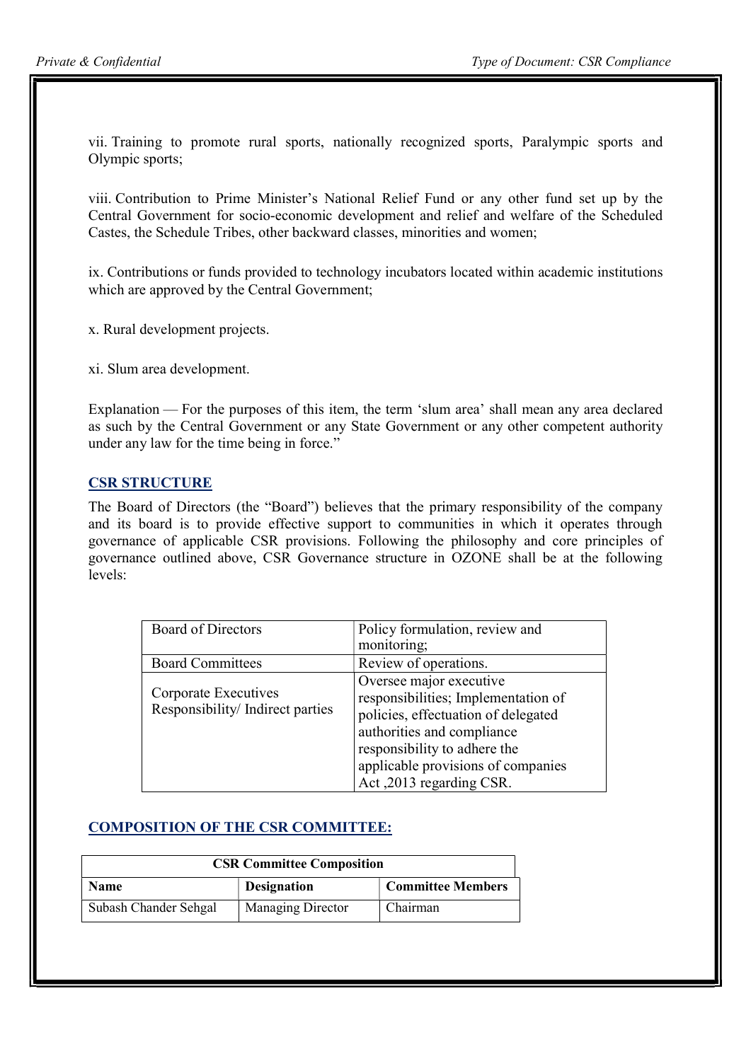vii. Training to promote rural sports, nationally recognized sports, Paralympic sports and Olympic sports;

viii. Contribution to Prime Minister's National Relief Fund or any other fund set up by the Central Government for socio-economic development and relief and welfare of the Scheduled Castes, the Schedule Tribes, other backward classes, minorities and women;

ix. Contributions or funds provided to technology incubators located within academic institutions which are approved by the Central Government;

x. Rural development projects.

xi. Slum area development.

Explanation — For the purposes of this item, the term 'slum area' shall mean any area declared as such by the Central Government or any State Government or any other competent authority under any law for the time being in force."

## CSR STRUCTURE

The Board of Directors (the "Board") believes that the primary responsibility of the company and its board is to provide effective support to communities in which it operates through governance of applicable CSR provisions. Following the philosophy and core principles of governance outlined above, CSR Governance structure in OZONE shall be at the following levels:

| Board of Directors | Policy formulation, review and monitoring; |
|---|---|
| Board Committees | Review of operations. |
| Corporate Executives Responsibility/ Indirect parties | Oversee major executive responsibilities; Implementation of policies, effectuation of delegated authorities and compliance responsibility to adhere the applicable provisions of companies Act ,2013 regarding CSR. |

## COMPOSITION OF THE CSR COMMITTEE:

| CSR Committee Composition | | |
|---|---|---|
| **Name** | **Designation** | **Committee Members** |
| Subash Chander Sehgal | Managing Director | Chairman |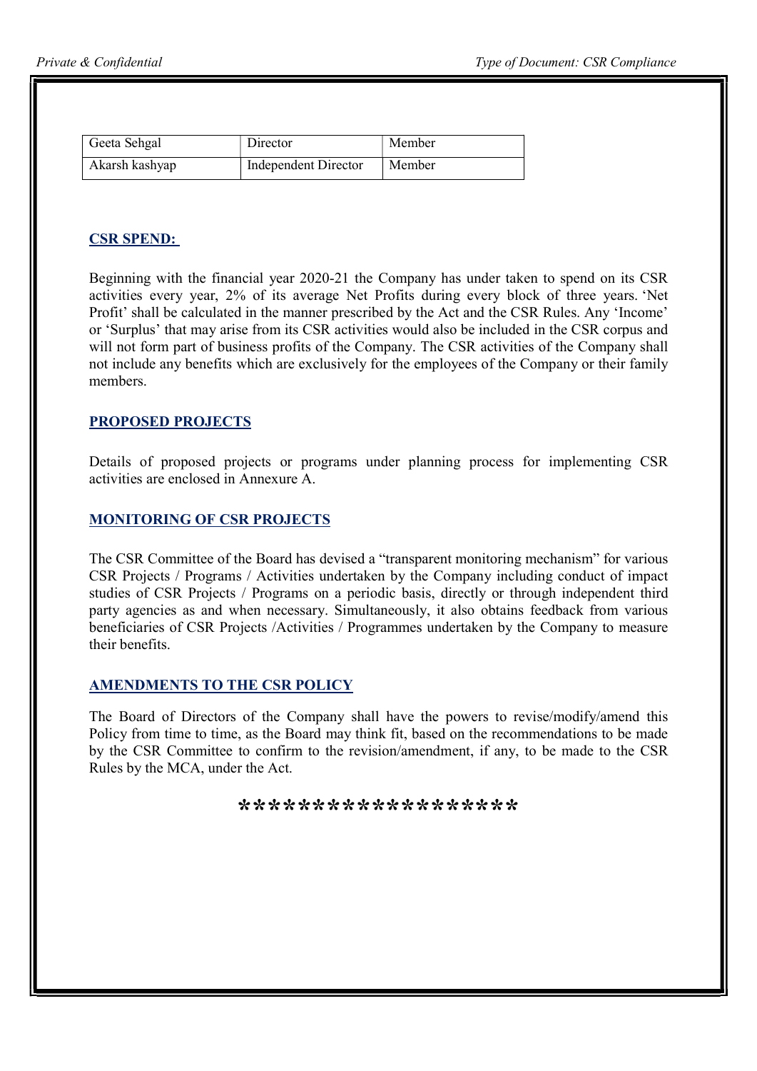| | | |
|---|---|---|
| Geeta Sehgal | Director | Member |
| Akarsh kashyap | Independent Director | Member |

## CSR SPEND:

Beginning with the financial year 2020-21 the Company has under taken to spend on its CSR activities every year, 2% of its average Net Profits during every block of three years. 'Net Profit' shall be calculated in the manner prescribed by the Act and the CSR Rules. Any 'Income' or 'Surplus' that may arise from its CSR activities would also be included in the CSR corpus and will not form part of business profits of the Company. The CSR activities of the Company shall not include any benefits which are exclusively for the employees of the Company or their family members.

## PROPOSED PROJECTS

Details of proposed projects or programs under planning process for implementing CSR activities are enclosed in Annexure A.

## MONITORING OF CSR PROJECTS

The CSR Committee of the Board has devised a "transparent monitoring mechanism" for various CSR Projects / Programs / Activities undertaken by the Company including conduct of impact studies of CSR Projects / Programs on a periodic basis, directly or through independent third party agencies as and when necessary. Simultaneously, it also obtains feedback from various beneficiaries of CSR Projects /Activities / Programmes undertaken by the Company to measure their benefits.

## AMENDMENTS TO THE CSR POLICY

The Board of Directors of the Company shall have the powers to revise/modify/amend this Policy from time to time, as the Board may think fit, based on the recommendations to be made by the CSR Committee to confirm to the revision/amendment, if any, to be made to the CSR Rules by the MCA, under the Act.

*******************